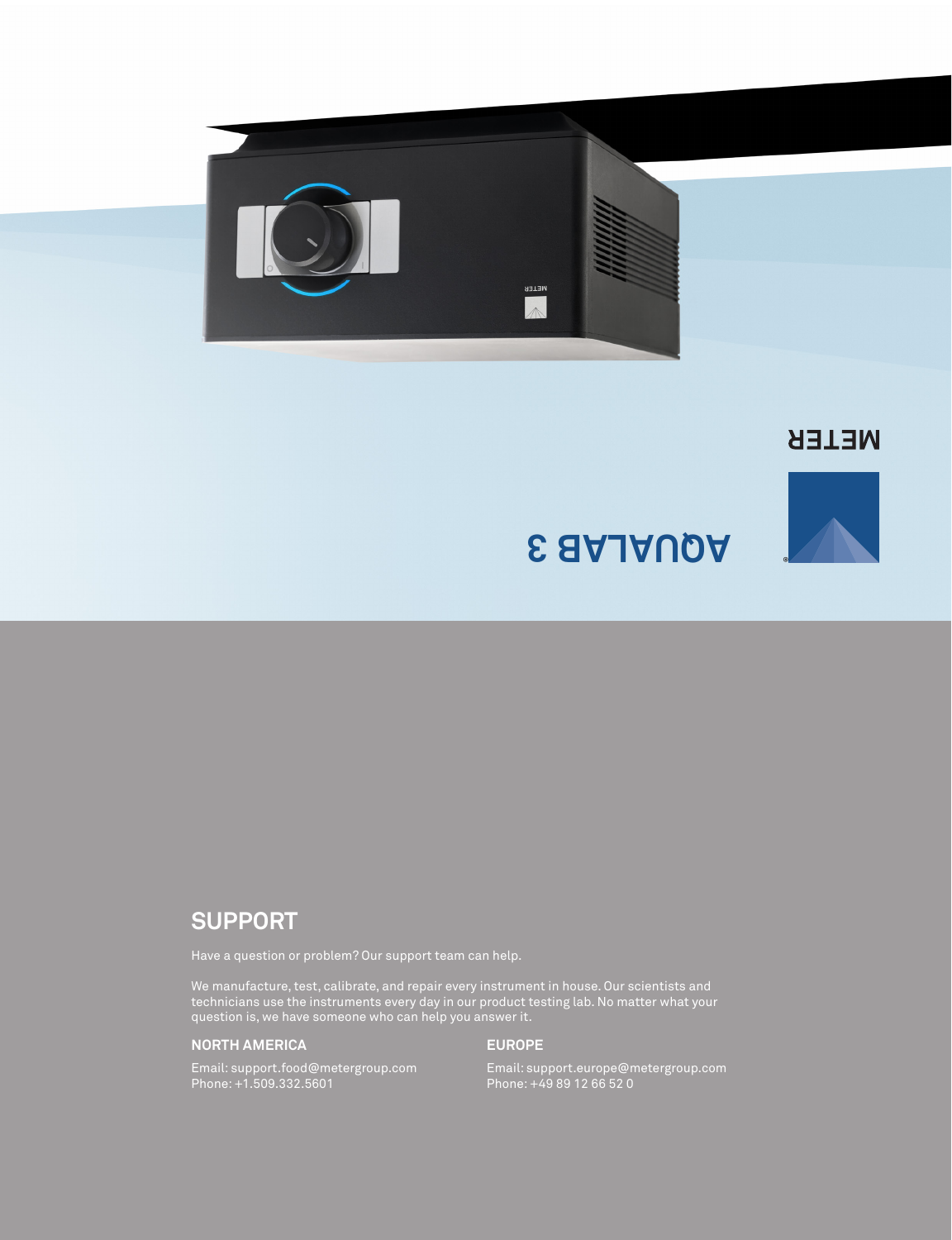AQUALAB 3

METER

## SUPPORT

Have a question or problem? Our support team can help.

We manufacture, test, calibrate, and repair every instrument in house. Our scientists and technicians use the instruments every day in our product testing lab. No matter what your question is, we have someone who can help you answer it.

### NORTH AMERICA

Email: support.food@metergroup.com
Phone: +1.509.332.5601

### EUROPE

Email: support.europe@metergroup.com
Phone: +49 89 12 66 52 0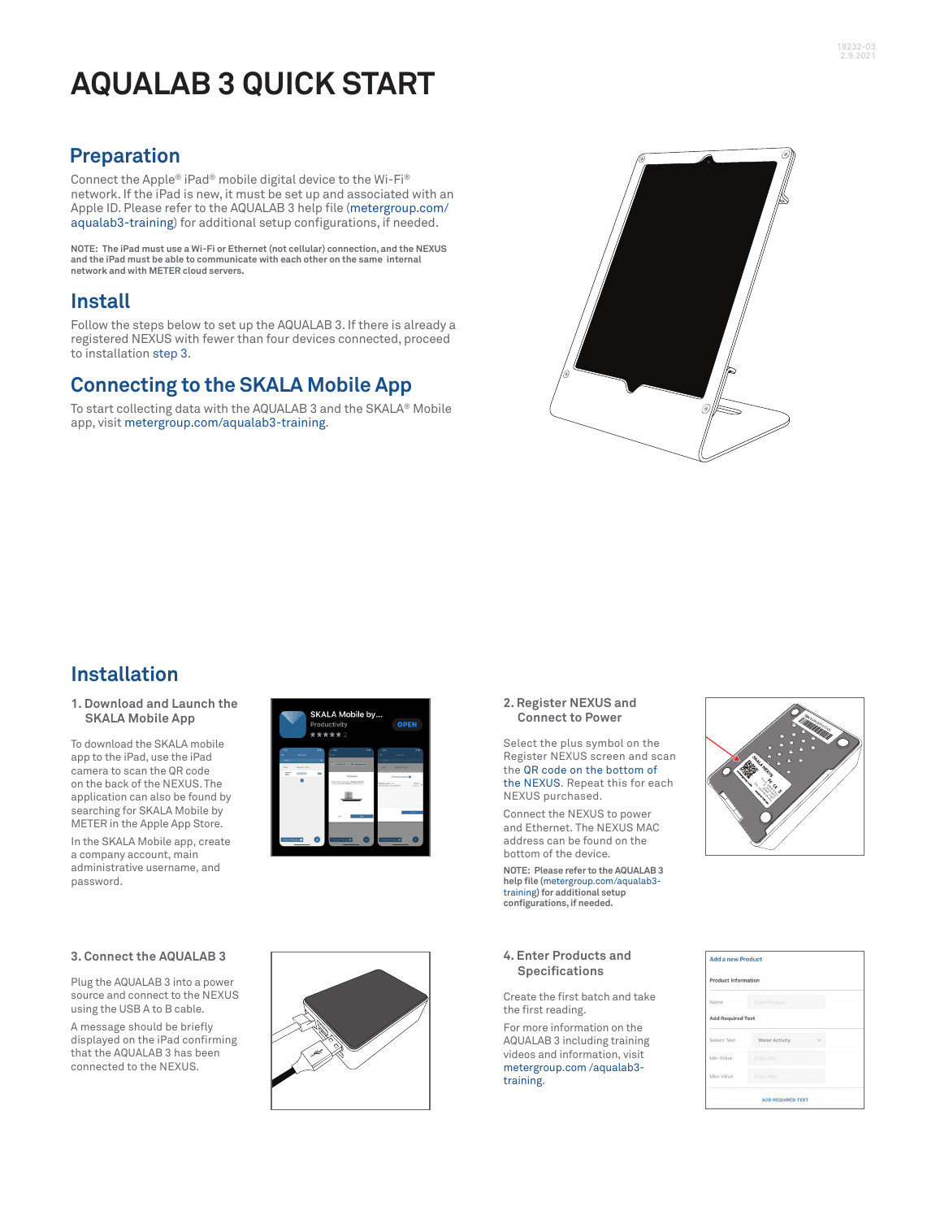# AQUALAB 3 QUICK START

## Preparation

Connect the Apple® iPad® mobile digital device to the Wi-Fi® network. If the iPad is new, it must be set up and associated with an Apple ID. Please refer to the AQUALAB 3 help file (metergroup.com/aqualab3-training) for additional setup configurations, if needed.

**NOTE: The iPad must use a Wi-Fi or Ethernet (not cellular) connection, and the NEXUS and the iPad must be able to communicate with each other on the same internal network and with METER cloud servers.**

## Install

Follow the steps below to set up the AQUALAB 3. If there is already a registered NEXUS with fewer than four devices connected, proceed to installation step 3.

## Connecting to the SKALA Mobile App

To start collecting data with the AQUALAB 3 and the SKALA® Mobile app, visit metergroup.com/aqualab3-training.

## Installation

### 1. Download and Launch the SKALA Mobile App

To download the SKALA mobile app to the iPad, use the iPad camera to scan the QR code on the back of the NEXUS. The application can also be found by searching for SKALA Mobile by METER in the Apple App Store.

In the SKALA Mobile app, create a company account, main administrative username, and password.

### 2. Register NEXUS and Connect to Power

Select the plus symbol on the Register NEXUS screen and scan the QR code on the bottom of the NEXUS. Repeat this for each NEXUS purchased.

Connect the NEXUS to power and Ethernet. The NEXUS MAC address can be found on the bottom of the device.

**NOTE: Please refer to the AQUALAB 3 help file (metergroup.com/aqualab3-training) for additional setup configurations, if needed.**

### 3. Connect the AQUALAB 3

Plug the AQUALAB 3 into a power source and connect to the NEXUS using the USB A to B cable.

A message should be briefly displayed on the iPad confirming that the AQUALAB 3 has been connected to the NEXUS.

### 4. Enter Products and Specifications

Create the first batch and take the first reading.

For more information on the AQUALAB 3 including training videos and information, visit metergroup.com /aqualab3-training.